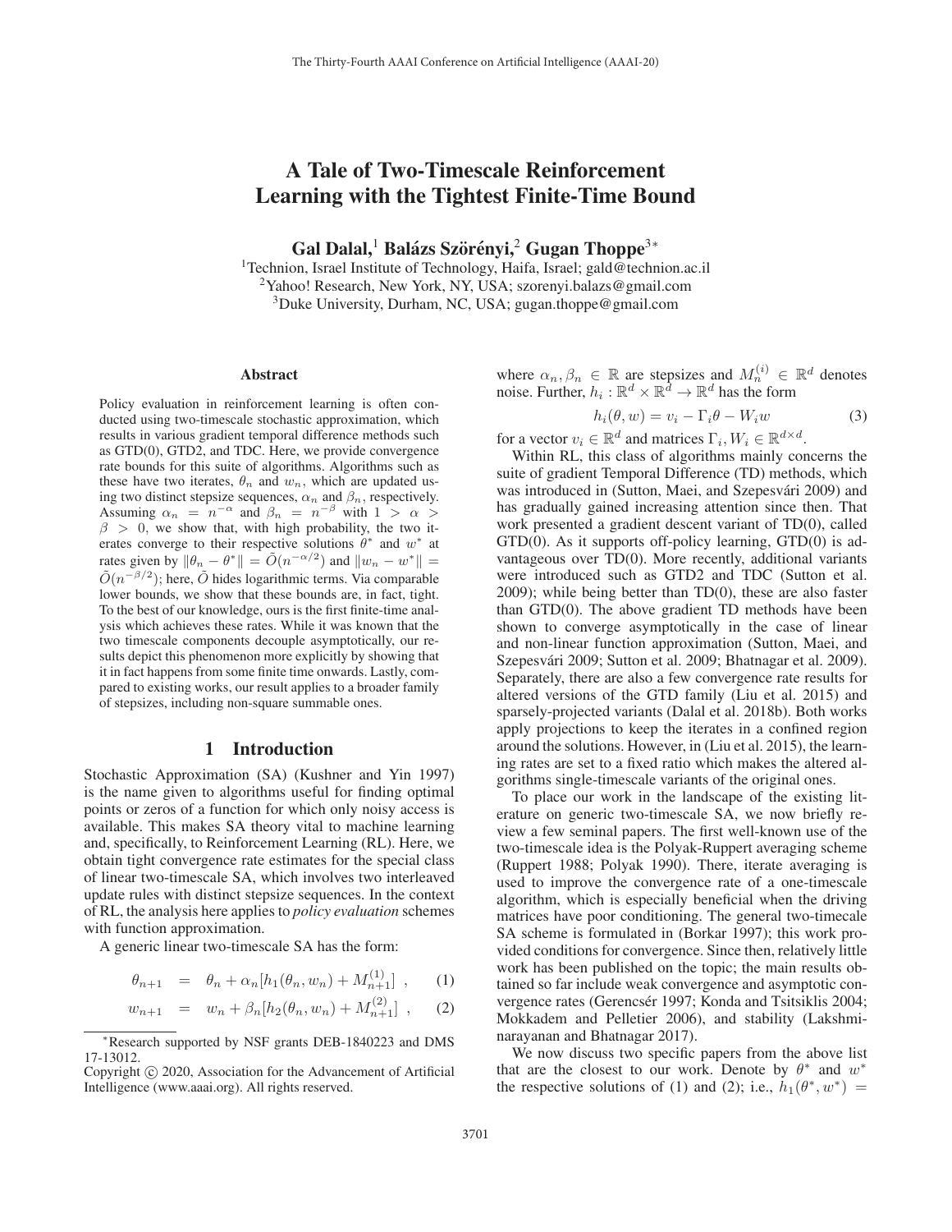# A Tale of Two-Timescale Reinforcement Learning with the Tightest Finite-Time Bound

**Gal Dalal,[1] Balázs Szörényi,[2] Gugan Thoppe[3*]**

[1]Technion, Israel Institute of Technology, Haifa, Israel; gald@technion.ac.il
[2]Yahoo! Research, New York, NY, USA; szorenyi.balazs@gmail.com
[3]Duke University, Durham, NC, USA; gugan.thoppe@gmail.com

## Abstract

Policy evaluation in reinforcement learning is often conducted using two-timescale stochastic approximation, which results in various gradient temporal difference methods such as GTD(0), GTD2, and TDC. Here, we provide convergence rate bounds for this suite of algorithms. Algorithms such as these have two iterates, $\theta_n$ and $w_n$, which are updated using two distinct stepsize sequences, $\alpha_n$ and $\beta_n$, respectively. Assuming $\alpha_n = n^{-\alpha}$ and $\beta_n = n^{-\beta}$ with $1 > \alpha > \beta > 0$, we show that, with high probability, the two iterates converge to their respective solutions $\theta^*$ and $w^*$ at rates given by $\|\theta_n - \theta^*\| = \tilde{O}(n^{-\alpha/2})$ and $\|w_n - w^*\| = \tilde{O}(n^{-\beta/2})$; here, $\tilde{O}$ hides logarithmic terms. Via comparable lower bounds, we show that these bounds are, in fact, tight. To the best of our knowledge, ours is the first finite-time analysis which achieves these rates. While it was known that the two timescale components decouple asymptotically, our results depict this phenomenon more explicitly by showing that it in fact happens from some finite time onwards. Lastly, compared to existing works, our result applies to a broader family of stepsizes, including non-square summable ones.

## 1 Introduction

Stochastic Approximation (SA) (Kushner and Yin 1997) is the name given to algorithms useful for finding optimal points or zeros of a function for which only noisy access is available. This makes SA theory vital to machine learning and, specifically, to Reinforcement Learning (RL). Here, we obtain tight convergence rate estimates for the special class of linear two-timescale SA, which involves two interleaved update rules with distinct stepsize sequences. In the context of RL, the analysis here applies to *policy evaluation* schemes with function approximation.

A generic linear two-timescale SA has the form:

$$\theta_{n+1} = \theta_n + \alpha_n[h_1(\theta_n, w_n) + M_{n+1}^{(1)}] \ , \qquad (1)$$

$$w_{n+1} = w_n + \beta_n[h_2(\theta_n, w_n) + M_{n+1}^{(2)}] \ , \qquad (2)$$

where $\alpha_n, \beta_n \in \mathbb{R}$ are stepsizes and $M_n^{(i)} \in \mathbb{R}^d$ denotes noise. Further, $h_i : \mathbb{R}^d \times \mathbb{R}^d \to \mathbb{R}^d$ has the form

$$h_i(\theta, w) = v_i - \Gamma_i \theta - W_i w \qquad (3)$$

for a vector $v_i \in \mathbb{R}^d$ and matrices $\Gamma_i, W_i \in \mathbb{R}^{d \times d}$.

Within RL, this class of algorithms mainly concerns the suite of gradient Temporal Difference (TD) methods, which was introduced in (Sutton, Maei, and Szepesvári 2009) and has gradually gained increasing attention since then. That work presented a gradient descent variant of TD(0), called GTD(0). As it supports off-policy learning, GTD(0) is advantageous over TD(0). More recently, additional variants were introduced such as GTD2 and TDC (Sutton et al. 2009); while being better than TD(0), these are also faster than GTD(0). The above gradient TD methods have been shown to converge asymptotically in the case of linear and non-linear function approximation (Sutton, Maei, and Szepesvári 2009; Sutton et al. 2009; Bhatnagar et al. 2009). Separately, there are also a few convergence rate results for altered versions of the GTD family (Liu et al. 2015) and sparsely-projected variants (Dalal et al. 2018b). Both works apply projections to keep the iterates in a confined region around the solutions. However, in (Liu et al. 2015), the learning rates are set to a fixed ratio which makes the altered algorithms single-timescale variants of the original ones.

To place our work in the landscape of the existing literature on generic two-timescale SA, we now briefly review a few seminal papers. The first well-known use of the two-timescale idea is the Polyak-Ruppert averaging scheme (Ruppert 1988; Polyak 1990). There, iterate averaging is used to improve the convergence rate of a one-timescale algorithm, which is especially beneficial when the driving matrices have poor conditioning. The general two-timescale SA scheme is formulated in (Borkar 1997); this work provided conditions for convergence. Since then, relatively little work has been published on the topic; the main results obtained so far include weak convergence and asymptotic convergence rates (Gerencsér 1997; Konda and Tsitsiklis 2004; Mokkadem and Pelletier 2006), and stability (Lakshminarayanan and Bhatnagar 2017).

We now discuss two specific papers from the above list that are the closest to our work. Denote by $\theta^*$ and $w^*$ the respective solutions of (1) and (2); i.e., $h_1(\theta^*, w^*) =$

---

*Research supported by NSF grants DEB-1840223 and DMS 17-13012.

Copyright © 2020, Association for the Advancement of Artificial Intelligence (www.aaai.org). All rights reserved.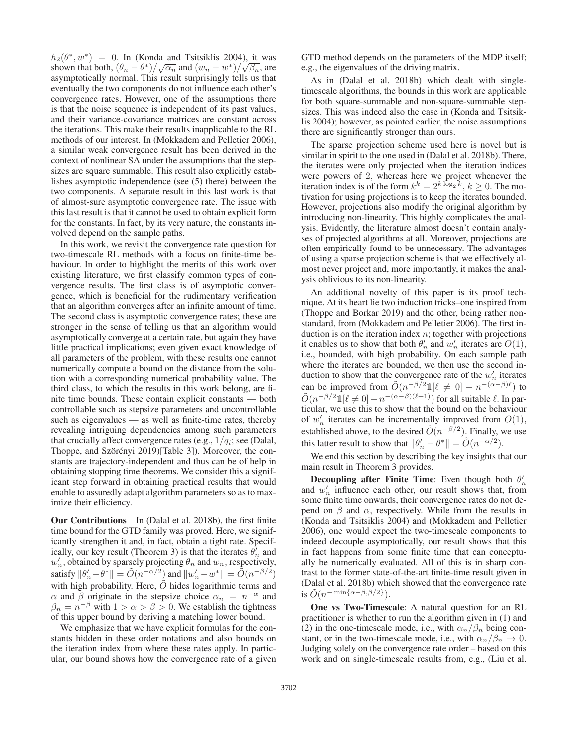$h_2(\theta^*, w^*) = 0$. In (Konda and Tsitsiklis 2004), it was shown that both, $(\theta_n - \theta^*)/\sqrt{\alpha_n}$ and $(w_n - w^*)/\sqrt{\beta_n}$, are asymptotically normal. This result surprisingly tells us that eventually the two components do not influence each other's convergence rates. However, one of the assumptions there is that the noise sequence is independent of its past values, and their variance-covariance matrices are constant across the iterations. This make their results inapplicable to the RL methods of our interest. In (Mokkadem and Pelletier 2006), a similar weak convergence result has been derived in the context of nonlinear SA under the assumptions that the stepsizes are square summable. This result also explicitly establishes asymptotic independence (see (5) there) between the two components. A separate result in this last work is that of almost-sure asymptotic convergence rate. The issue with this last result is that it cannot be used to obtain explicit form for the constants. In fact, by its very nature, the constants involved depend on the sample paths.

In this work, we revisit the convergence rate question for two-timescale RL methods with a focus on finite-time behaviour. In order to highlight the merits of this work over existing literature, we first classify common types of convergence results. The first class is of asymptotic convergence, which is beneficial for the rudimentary verification that an algorithm converges after an infinite amount of time. The second class is asymptotic convergence rates; these are stronger in the sense of telling us that an algorithm would asymptotically converge at a certain rate, but again they have little practical implications; even given exact knowledge of all parameters of the problem, with these results one cannot numerically compute a bound on the distance from the solution with a corresponding numerical probability value. The third class, to which the results in this work belong, are finite time bounds. These contain explicit constants — both controllable such as stepsize parameters and uncontrollable such as eigenvalues — as well as finite-time rates, thereby revealing intriguing dependencies among such parameters that crucially affect convergence rates (e.g., $1/q_i$; see (Dalal, Thoppe, and Szörényi 2019)[Table 3]). Moreover, the constants are trajectory-independent and thus can be of help in obtaining stopping time theorems. We consider this a significant step forward in obtaining practical results that would enable to assuredly adapt algorithm parameters so as to maximize their efficiency.

**Our Contributions** In (Dalal et al. 2018b), the first finite time bound for the GTD family was proved. Here, we significantly strengthen it and, in fact, obtain a tight rate. Specifically, our key result (Theorem 3) is that the iterates $\theta_n'$ and $w_n'$, obtained by sparsely projecting $\theta_n$ and $w_n$, respectively, satisfy $\|\theta_n' - \theta^*\| = \tilde{O}(n^{-\alpha/2})$ and $\|w_n' - w^*\| = \tilde{O}(n^{-\beta/2})$ with high probability. Here, $\tilde{O}$ hides logarithmic terms and $\alpha$ and $\beta$ originate in the stepsize choice $\alpha_n = n^{-\alpha}$ and $\beta_n = n^{-\beta}$ with $1 > \alpha > \beta > 0$. We establish the tightness of this upper bound by deriving a matching lower bound.

We emphasize that we have explicit formulas for the constants hidden in these order notations and also bounds on the iteration index from where these rates apply. In particular, our bound shows how the convergence rate of a given GTD method depends on the parameters of the MDP itself; e.g., the eigenvalues of the driving matrix.

As in (Dalal et al. 2018b) which dealt with single-timescale algorithms, the bounds in this work are applicable for both square-summable and non-square-summable stepsizes. This was indeed also the case in (Konda and Tsitsiklis 2004); however, as pointed earlier, the noise assumptions there are significantly stronger than ours.

The sparse projection scheme used here is novel but is similar in spirit to the one used in (Dalal et al. 2018b). There, the iterates were only projected when the iteration indices were powers of 2, whereas here we project whenever the iteration index is of the form $k^k = 2^{k \log_2 k}$, $k \geq 0$. The motivation for using projections is to keep the iterates bounded. However, projections also modify the original algorithm by introducing non-linearity. This highly complicates the analysis. Evidently, the literature almost doesn't contain analyses of projected algorithms at all. Moreover, projections are often empirically found to be unnecessary. The advantages of using a sparse projection scheme is that we effectively almost never project and, more importantly, it makes the analysis oblivious to its non-linearity.

An additional novelty of this paper is its proof technique. At its heart lie two induction tricks–one inspired from (Thoppe and Borkar 2019) and the other, being rather nonstandard, from (Mokkadem and Pelletier 2006). The first induction is on the iteration index $n$; together with projections it enables us to show that both $\theta_n'$ and $w_n'$ iterates are $O(1)$, i.e., bounded, with high probability. On each sample path where the iterates are bounded, we then use the second induction to show that the convergence rate of the $w_n'$ iterates can be improved from $\tilde{O}(n^{-\beta/2}\mathbb{1}[\ell \neq 0] + n^{-(\alpha-\beta)\ell})$ to $\tilde{O}(n^{-\beta/2}\mathbb{1}[\ell \neq 0] + n^{-(\alpha-\beta)(\ell+1)})$ for all suitable $\ell$. In particular, we use this to show that the bound on the behaviour of $w_n'$ iterates can be incrementally improved from $O(1)$, established above, to the desired $\tilde{O}(n^{-\beta/2})$. Finally, we use this latter result to show that $\|\theta_n' - \theta^*\| = \tilde{O}(n^{-\alpha/2})$.

We end this section by describing the key insights that our main result in Theorem 3 provides.

**Decoupling after Finite Time**: Even though both $\theta_n'$ and $w_n'$ influence each other, our result shows that, from some finite time onwards, their convergence rates do not depend on $\beta$ and $\alpha$, respectively. While from the results in (Konda and Tsitsiklis 2004) and (Mokkadem and Pelletier 2006), one would expect the two-timescale components to indeed decouple asymptotically, our result shows that this in fact happens from some finite time that can conceptually be numerically evaluated. All of this is in sharp contrast to the former state-of-the-art finite-time result given in (Dalal et al. 2018b) which showed that the convergence rate is $\tilde{O}(n^{-\min\{\alpha-\beta, \beta/2\}})$.

**One vs Two-Timescale**: A natural question for an RL practitioner is whether to run the algorithm given in (1) and (2) in the one-timescale mode, i.e., with $\alpha_n/\beta_n$ being constant, or in the two-timescale mode, i.e., with $\alpha_n/\beta_n \to 0$. Judging solely on the convergence rate order – based on this work and on single-timescale results from, e.g., (Liu et al.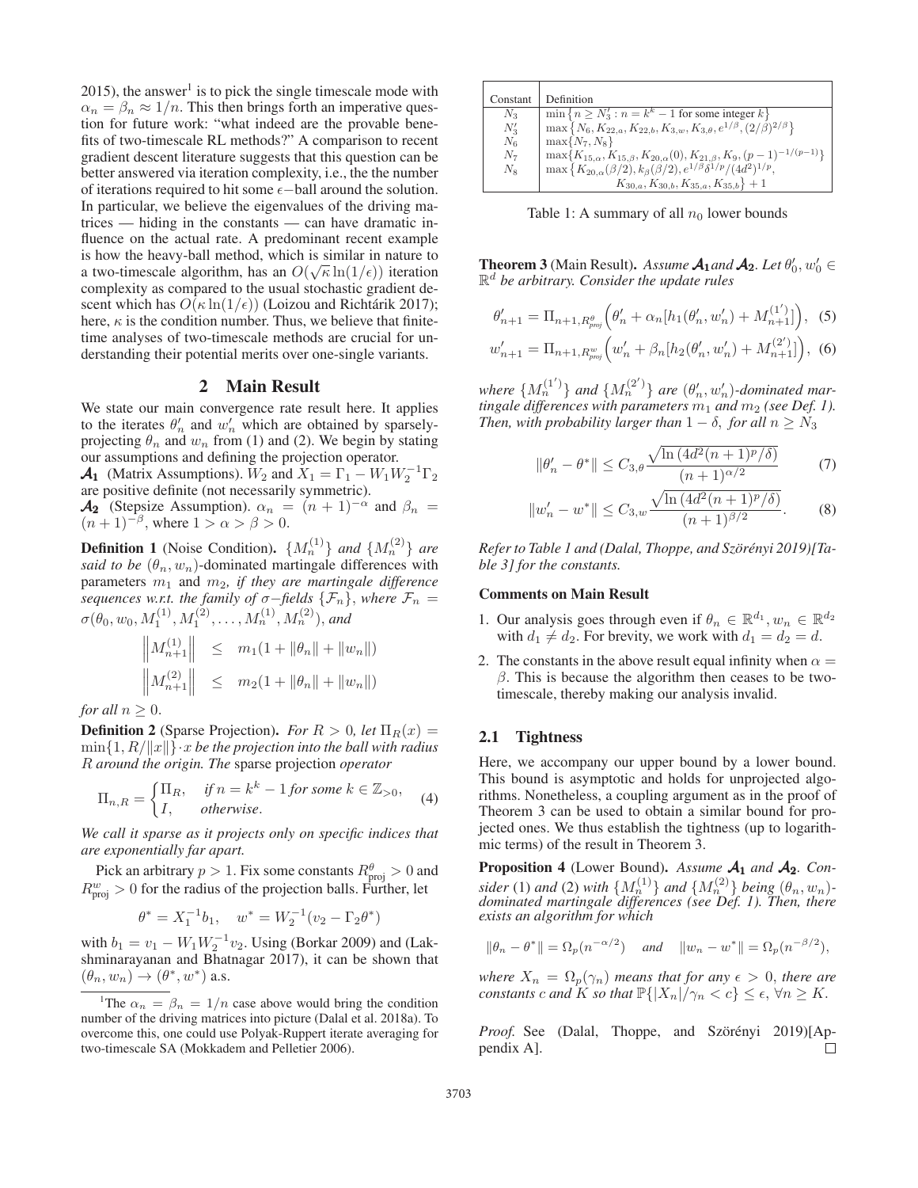2015), the answer[1] is to pick the single timescale mode with $\alpha_n = \beta_n \approx 1/n$. This then brings forth an imperative question for future work: "what indeed are the provable benefits of two-timescale RL methods?" A comparison to recent gradient descent literature suggests that this question can be better answered via iteration complexity, i.e., the the number of iterations required to hit some $\epsilon-$ball around the solution. In particular, we believe the eigenvalues of the driving matrices — hiding in the constants — can have dramatic influence on the actual rate. A predominant recent example is how the heavy-ball method, which is similar in nature to a two-timescale algorithm, has an $O(\sqrt{\kappa}\ln(1/\epsilon))$ iteration complexity as compared to the usual stochastic gradient descent which has $O(\kappa \ln(1/\epsilon))$ (Loizou and Richtárik 2017); here, $\kappa$ is the condition number. Thus, we believe that finite-time analyses of two-timescale methods are crucial for understanding their potential merits over one-single variants.

[1]The $\alpha_n = \beta_n = 1/n$ case above would bring the condition number of the driving matrices into picture (Dalal et al. 2018a). To overcome this, one could use Polyak-Ruppert iterate averaging for two-timescale SA (Mokkadem and Pelletier 2006).

## 2 Main Result

We state our main convergence rate result here. It applies to the iterates $\theta_n'$ and $w_n'$ which are obtained by sparsely-projecting $\theta_n$ and $w_n$ from (1) and (2). We begin by stating our assumptions and defining the projection operator.

$\boldsymbol{\mathcal{A}_1}$ (Matrix Assumptions). $W_2$ and $X_1 = \Gamma_1 - W_1 W_2^{-1}\Gamma_2$ are positive definite (not necessarily symmetric).

$\boldsymbol{\mathcal{A}_2}$ (Stepsize Assumption). $\alpha_n = (n+1)^{-\alpha}$ and $\beta_n = (n+1)^{-\beta}$, where $1 > \alpha > \beta > 0$.

**Definition 1** (Noise Condition). *$\{M_n^{(1)}\}$ and $\{M_n^{(2)}\}$ are said to be $(\theta_n, w_n)$-dominated martingale differences with parameters $m_1$ and $m_2$, if they are martingale difference sequences w.r.t. the family of $\sigma-$fields $\{\mathcal{F}_n\}$, where $\mathcal{F}_n = \sigma(\theta_0, w_0, M_1^{(1)}, M_1^{(2)}, \ldots, M_n^{(1)}, M_n^{(2)})$, and*

$$\left\|M_{n+1}^{(1)}\right\| \le m_1(1 + \|\theta_n\| + \|w_n\|)$$
$$\left\|M_{n+1}^{(2)}\right\| \le m_2(1 + \|\theta_n\| + \|w_n\|)$$

*for all $n \ge 0$.*

**Definition 2** (Sparse Projection). *For $R > 0$, let $\Pi_R(x) = \min\{1, R/\|x\|\} \cdot x$ be the projection into the ball with radius $R$ around the origin. The* sparse projection *operator*

$$\Pi_{n,R} = \begin{cases} \Pi_R, & \text{if } n = k^k - 1 \text{ for some } k \in \mathbb{Z}_{>0}, \\ I, & \text{otherwise}. \end{cases} \quad (4)$$

*We call it sparse as it projects only on specific indices that are exponentially far apart.*

Pick an arbitrary $p > 1$. Fix some constants $R_{\text{proj}}^\theta > 0$ and $R_{\text{proj}}^w > 0$ for the radius of the projection balls. Further, let

$$\theta^* = X_1^{-1} b_1, \quad w^* = W_2^{-1}(v_2 - \Gamma_2 \theta^*)$$

with $b_1 = v_1 - W_1 W_2^{-1} v_2$. Using (Borkar 2009) and (Lakshminarayanan and Bhatnagar 2017), it can be shown that $(\theta_n, w_n) \to (\theta^*, w^*)$ a.s.

| Constant | Definition |
|---|---|
| $N_3$ | $\min\{n \ge N_3' : n = k^k - 1 \text{ for some integer } k\}$ |
| $N_3'$ | $\max\{N_6, K_{22,a}, K_{22,b}, K_{3,w}, K_{3,\theta}, e^{1/\beta}, (2/\beta)^{2/\beta}\}$ |
| $N_6$ | $\max\{N_7, N_8\}$ |
| $N_7$ | $\max\{K_{15,\alpha}, K_{15,\beta}, K_{20,\alpha}(0), K_{21,\beta}, K_9, (p-1)^{-1/(p-1)}\}$ |
| $N_8$ | $\max\{K_{20,\alpha}(\beta/2), k_\beta(\beta/2), e^{1/\beta}\delta^{1/p}/(4d^2)^{1/p},$ $K_{30,a}, K_{30,b}, K_{35,a}, K_{35,b}\} + 1$ |

Table 1: A summary of all $n_0$ lower bounds

**Theorem 3** (Main Result). *Assume $\boldsymbol{\mathcal{A}_1}$ and $\boldsymbol{\mathcal{A}_2}$. Let $\theta_0', w_0' \in \mathbb{R}^d$ be arbitrary. Consider the update rules*

$$\theta_{n+1}' = \Pi_{n+1, R_{proj}^\theta}\left(\theta_n' + \alpha_n[h_1(\theta_n', w_n') + M_{n+1}^{(1')}]\right), \quad (5)$$

$$w_{n+1}' = \Pi_{n+1, R_{proj}^w}\left(w_n' + \beta_n[h_2(\theta_n', w_n') + M_{n+1}^{(2')}]\right), \quad (6)$$

*where $\{M_n^{(1')}\}$ and $\{M_n^{(2')}\}$ are $(\theta_n', w_n')$-dominated martingale differences with parameters $m_1$ and $m_2$ (see Def. 1). Then, with probability larger than $1 - \delta$, for all $n \ge N_3$*

$$\|\theta_n' - \theta^*\| \le C_{3,\theta} \frac{\sqrt{\ln(4d^2(n+1)^p/\delta)}}{(n+1)^{\alpha/2}} \quad (7)$$

$$\|w_n' - w^*\| \le C_{3,w} \frac{\sqrt{\ln(4d^2(n+1)^p/\delta)}}{(n+1)^{\beta/2}}. \quad (8)$$

*Refer to Table 1 and (Dalal, Thoppe, and Szörényi 2019)[Table 3] for the constants.*

### Comments on Main Result

1. Our analysis goes through even if $\theta_n \in \mathbb{R}^{d_1}, w_n \in \mathbb{R}^{d_2}$ with $d_1 \neq d_2$. For brevity, we work with $d_1 = d_2 = d$.
2. The constants in the above result equal infinity when $\alpha = \beta$. This is because the algorithm then ceases to be two-timescale, thereby making our analysis invalid.

### 2.1 Tightness

Here, we accompany our upper bound by a lower bound. This bound is asymptotic and holds for unprojected algorithms. Nonetheless, a coupling argument as in the proof of Theorem 3 can be used to obtain a similar bound for projected ones. We thus establish the tightness (up to logarithmic terms) of the result in Theorem 3.

**Proposition 4** (Lower Bound). *Assume $\mathcal{A}_1$ and $\mathcal{A}_2$. Consider (1) and (2) with $\{M_n^{(1)}\}$ and $\{M_n^{(2)}\}$ being $(\theta_n, w_n)$-dominated martingale differences (see Def. 1). Then, there exists an algorithm for which*

$$\|\theta_n - \theta^*\| = \Omega_p(n^{-\alpha/2}) \quad \text{and} \quad \|w_n - w^*\| = \Omega_p(n^{-\beta/2}),$$

*where $X_n = \Omega_p(\gamma_n)$ means that for any $\epsilon > 0$, there are constants $c$ and $K$ so that $\mathbb{P}\{|X_n|/\gamma_n < c\} \le \epsilon, \forall n \ge K$.*

*Proof.* See (Dalal, Thoppe, and Szörényi 2019)[Appendix A]. □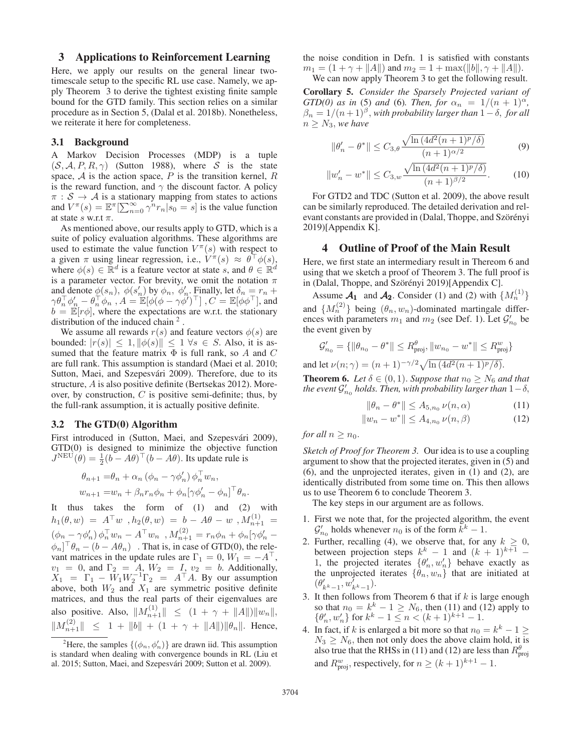## 3 Applications to Reinforcement Learning

Here, we apply our results on the general linear two-timescale setup to the specific RL use case. Namely, we apply Theorem 3 to derive the tightest existing finite sample bound for the GTD family. This section relies on a similar procedure as in Section 5, (Dalal et al. 2018b). Nonetheless, we reiterate it here for completeness.

### 3.1 Background

A Markov Decision Processes (MDP) is a tuple $(\mathcal{S}, \mathcal{A}, P, R, \gamma)$ (Sutton 1988), where $\mathcal{S}$ is the state space, $\mathcal{A}$ is the action space, $P$ is the transition kernel, $R$ is the reward function, and $\gamma$ the discount factor. A policy $\pi : \mathcal{S} \to \mathcal{A}$ is a stationary mapping from states to actions and $V^\pi(s) = \mathbb{E}^\pi[\sum_{n=0}^\infty \gamma^n r_n | s_0 = s]$ is the value function at state $s$ w.r.t $\pi$.

As mentioned above, our results apply to GTD, which is a suite of policy evaluation algorithms. These algorithms are used to estimate the value function $V^\pi(s)$ with respect to a given $\pi$ using linear regression, i.e., $V^\pi(s) \approx \theta^\top \phi(s)$, where $\phi(s) \in \mathbb{R}^d$ is a feature vector at state $s$, and $\theta \in \mathbb{R}^d$ is a parameter vector. For brevity, we omit the notation $\pi$ and denote $\phi(s_n)$, $\phi(s_n')$ by $\phi_n$, $\phi_n'$. Finally, let $\delta_n = r_n + \gamma\theta_n^\top \phi_n' - \theta_n^\top \phi_n$ , $A = \mathbb{E}[\phi(\phi - \gamma\phi')^\top]$ , $C = \mathbb{E}[\phi\phi^\top]$, and $b = \mathbb{E}[r\phi]$, where the expectations are w.r.t. the stationary distribution of the induced chain [2] .

We assume all rewards $r(s)$ and feature vectors $\phi(s)$ are bounded: $|r(s)| \leq 1, \|\phi(s)\| \leq 1 \; \forall s \in S$. Also, it is assumed that the feature matrix $\Phi$ is full rank, so $A$ and $C$ are full rank. This assumption is standard (Maei et al. 2010; Sutton, Maei, and Szepesvári 2009). Therefore, due to its structure, $A$ is also positive definite (Bertsekas 2012). Moreover, by construction, $C$ is positive semi-definite; thus, by the full-rank assumption, it is actually positive definite.

### 3.2 The GTD(0) Algorithm

First introduced in (Sutton, Maei, and Szepesvári 2009), GTD(0) is designed to minimize the objective function $J^{\text{NEU}}(\theta) = \frac{1}{2}(b - A\theta)^\top(b - A\theta)$. Its update rule is

$$\theta_{n+1} = \theta_n + \alpha_n \left(\phi_n - \gamma\phi_n'\right) \phi_n^\top w_n,$$
$$w_{n+1} = w_n + \beta_n r_n \phi_n + \phi_n[\gamma\phi_n' - \phi_n]^\top \theta_n.$$

It thus takes the form of (1) and (2) with $h_1(\theta, w) = A^\top w$ , $h_2(\theta, w) = b - A\theta - w$ , $M_{n+1}^{(1)} = (\phi_n - \gamma\phi_n')\phi_n^\top w_n - A^\top w_n$ , $M_{n+1}^{(2)} = r_n\phi_n + \phi_n[\gamma\phi_n' - \phi_n]^\top\theta_n - (b - A\theta_n)$ . That is, in case of GTD(0), the relevant matrices in the update rules are $\Gamma_1 = 0$, $W_1 = -A^\top$, $v_1 = 0$, and $\Gamma_2 = A$, $W_2 = I$, $v_2 = b$. Additionally, $X_1 = \Gamma_1 - W_1 W_2^{-1}\Gamma_2 = A^\top A$. By our assumption above, both $W_2$ and $X_1$ are symmetric positive definite matrices, and thus the real parts of their eigenvalues are also positive. Also, $\|M_{n+1}^{(1)}\| \leq (1 + \gamma + \|A\|)\|w_n\|$, $\|M_{n+1}^{(2)}\| \leq 1 + \|b\| + (1 + \gamma + \|A\|)\|\theta_n\|$. Hence, the noise condition in Defn. 1 is satisfied with constants $m_1 = (1 + \gamma + \|A\|)$ and $m_2 = 1 + \max(\|b\|, \gamma + \|A\|)$.

We can now apply Theorem 3 to get the following result.

**Corollary 5.** *Consider the Sparsely Projected variant of GTD(0) as in* (5) *and* (6)*. Then, for* $\alpha_n = 1/(n+1)^\alpha$, $\beta_n = 1/(n+1)^\beta$, *with probability larger than* $1 - \delta$, *for all* $n \geq N_3$, *we have*

$$\|\theta_n' - \theta^*\| \leq C_{3,\theta} \frac{\sqrt{\ln\left(4d^2(n+1)^p/\delta\right)}}{(n+1)^{\alpha/2}} \tag{9}$$

$$\|w_n' - w^*\| \leq C_{3,w} \frac{\sqrt{\ln\left(4d^2(n+1)^p/\delta\right)}}{(n+1)^{\beta/2}}. \tag{10}$$

For GTD2 and TDC (Sutton et al. 2009), the above result can be similarly reproduced. The detailed derivation and relevant constants are provided in (Dalal, Thoppe, and Szörényi 2019)[Appendix K].

## 4 Outline of Proof of the Main Result

Here, we first state an intermediary result in Thereom 6 and using that we sketch a proof of Theorem 3. The full proof is in (Dalal, Thoppe, and Szörényi 2019)[Appendix C].

Assume $\mathcal{A}_1$ and $\mathcal{A}_2$. Consider (1) and (2) with $\{M_n^{(1)}\}$ and $\{M_n^{(2)}\}$ being $(\theta_n, w_n)$-dominated martingale differences with parameters $m_1$ and $m_2$ (see Def. 1). Let $\mathcal{G}_{n_0}'$ be the event given by

$$\mathcal{G}_{n_0}' = \{\|\theta_{n_0} - \theta^*\| \leq R_{\text{proj}}^\theta, \|w_{n_0} - w^*\| \leq R_{\text{proj}}^w\}$$

and let $\nu(n;\gamma) = (n+1)^{-\gamma/2}\sqrt{\ln\left(4d^2(n+1)^p/\delta\right)}$.

**Theorem 6.** *Let* $\delta \in (0, 1)$. *Suppose that* $n_0 \geq N_6$ *and that the event* $\mathcal{G}_{n_0}'$ *holds. Then, with probability larger than* $1 - \delta$,

$$\|\theta_n - \theta^*\| \leq A_{5,n_0}\,\nu(n, \alpha) \tag{11}$$

$$\|w_n - w^*\| \leq A_{4,n_0}\,\nu(n, \beta) \tag{12}$$

*for all* $n \geq n_0$.

*Sketch of Proof for Theorem 3.* Our idea is to use a coupling argument to show that the projected iterates, given in (5) and (6), and the unprojected iterates, given in (1) and (2), are identically distributed from some time on. This then allows us to use Theorem 6 to conclude Theorem 3.

The key steps in our argument are as follows.

1. First we note that, for the projected algorithm, the event $\mathcal{G}_{n_0}'$ holds whenever $n_0$ is of the form $k^k - 1$.
2. Further, recalling (4), we observe that, for any $k \geq 0$, between projection steps $k^k - 1$ and $(k+1)^{k+1} - 1$, the projected iterates $\{\theta_n', w_n'\}$ behave exactly as the unprojected iterates $\{\theta_n, w_n\}$ that are initiated at $(\theta_{k^k-1}', w_{k^k-1}')$.
3. It then follows from Theorem 6 that if $k$ is large enough so that $n_0 = k^k - 1 \geq N_6$, then (11) and (12) apply to $\{\theta_n', w_n'\}$ for $k^k - 1 \leq n < (k+1)^{k+1} - 1$.
4. In fact, if $k$ is enlarged a bit more so that $n_0 = k^k - 1 \geq N_3 \geq N_6$, then not only does the above claim hold, it is also true that the RHSs in (11) and (12) are less than $R_{\text{proj}}^\theta$ and $R_{\text{proj}}^w$, respectively, for $n \geq (k+1)^{k+1} - 1$.

[2] Here, the samples $\{(\phi_n, \phi_n')\}$ are drawn iid. This assumption is standard when dealing with convergence bounds in RL (Liu et al. 2015; Sutton, Maei, and Szepesvári 2009; Sutton et al. 2009).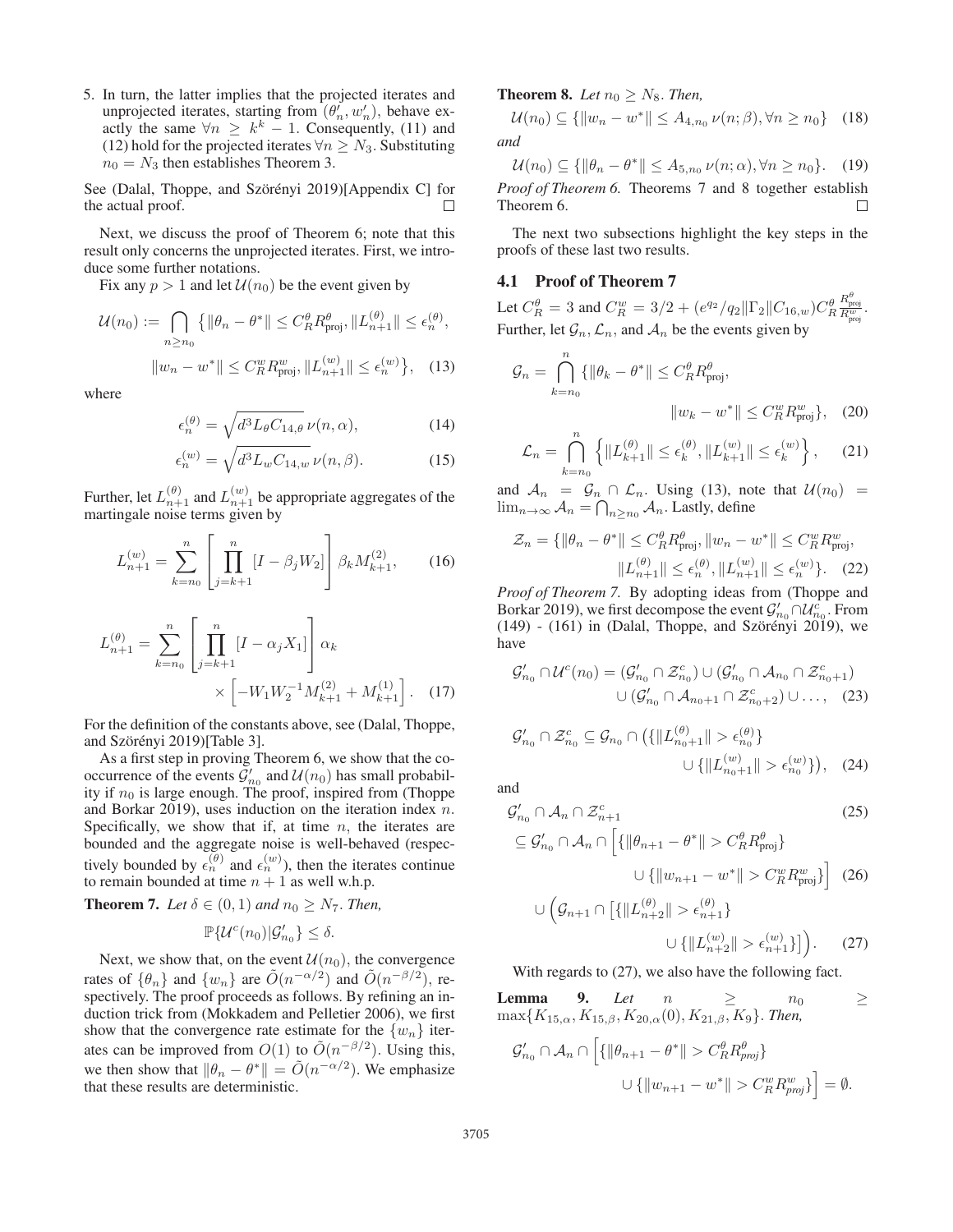5. In turn, the latter implies that the projected iterates and unprojected iterates, starting from $(\theta'_n, w'_n)$, behave exactly the same $\forall n \geq k^k - 1$. Consequently, (11) and (12) hold for the projected iterates $\forall n \geq N_3$. Substituting $n_0 = N_3$ then establishes Theorem 3.

See (Dalal, Thoppe, and Szörényi 2019)[Appendix C] for the actual proof. $\square$

Next, we discuss the proof of Theorem 6; note that this result only concerns the unprojected iterates. First, we introduce some further notations.

Fix any $p > 1$ and let $\mathcal{U}(n_0)$ be the event given by

$$\mathcal{U}(n_0) := \bigcap_{n \geq n_0} \big\{\|\theta_n - \theta^*\| \leq C_R^\theta R_{\text{proj}}^\theta, \|L_{n+1}^{(\theta)}\| \leq \epsilon_n^{(\theta)}, \|w_n - w^*\| \leq C_R^w R_{\text{proj}}^w, \|L_{n+1}^{(w)}\| \leq \epsilon_n^{(w)}\big\}, \tag{13}$$

where

$$\epsilon_n^{(\theta)} = \sqrt{d^3 L_\theta C_{14,\theta}}\, \nu(n, \alpha), \tag{14}$$

$$\epsilon_n^{(w)} = \sqrt{d^3 L_w C_{14,w}}\, \nu(n, \beta). \tag{15}$$

Further, let $L_{n+1}^{(\theta)}$ and $L_{n+1}^{(w)}$ be appropriate aggregates of the martingale noise terms given by

$$L_{n+1}^{(w)} = \sum_{k=n_0}^{n} \left[\prod_{j=k+1}^{n} [I - \beta_j W_2]\right] \beta_k M_{k+1}^{(2)}, \tag{16}$$

$$L_{n+1}^{(\theta)} = \sum_{k=n_0}^{n} \left[\prod_{j=k+1}^{n} [I - \alpha_j X_1]\right] \alpha_k \times \left[-W_1 W_2^{-1} M_{k+1}^{(2)} + M_{k+1}^{(1)}\right]. \tag{17}$$

For the definition of the constants above, see (Dalal, Thoppe, and Szörényi 2019)[Table 3].

As a first step in proving Theorem 6, we show that the co-occurrence of the events $\mathcal{G}'_{n_0}$ and $\mathcal{U}(n_0)$ has small probability if $n_0$ is large enough. The proof, inspired from (Thoppe and Borkar 2019), uses induction on the iteration index $n$. Specifically, we show that if, at time $n$, the iterates are bounded and the aggregate noise is well-behaved (respectively bounded by $\epsilon_n^{(\theta)}$ and $\epsilon_n^{(w)}$), then the iterates continue to remain bounded at time $n+1$ as well w.h.p.

**Theorem 7.** *Let $\delta \in (0, 1)$ and $n_0 \geq N_7$. Then,*

$$\mathbb{P}\{\mathcal{U}^c(n_0) | \mathcal{G}'_{n_0}\} \leq \delta.$$

Next, we show that, on the event $\mathcal{U}(n_0)$, the convergence rates of $\{\theta_n\}$ and $\{w_n\}$ are $\tilde{O}(n^{-\alpha/2})$ and $\tilde{O}(n^{-\beta/2})$, respectively. The proof proceeds as follows. By refining an induction trick from (Mokkadem and Pelletier 2006), we first show that the convergence rate estimate for the $\{w_n\}$ iterates can be improved from $O(1)$ to $\tilde{O}(n^{-\beta/2})$. Using this, we then show that $\|\theta_n - \theta^*\| = \tilde{O}(n^{-\alpha/2})$. We emphasize that these results are deterministic.

**Theorem 8.** *Let $n_0 \geq N_8$. Then,*

$$\mathcal{U}(n_0) \subseteq \{\|w_n - w^*\| \leq A_{4,n_0}\, \nu(n; \beta), \forall n \geq n_0\} \tag{18}$$

*and*

$$\mathcal{U}(n_0) \subseteq \{\|\theta_n - \theta^*\| \leq A_{5,n_0}\, \nu(n; \alpha), \forall n \geq n_0\}. \tag{19}$$

*Proof of Theorem 6.* Theorems 7 and 8 together establish Theorem 6. $\square$

The next two subsections highlight the key steps in the proofs of these last two results.

## 4.1 Proof of Theorem 7

Let $C_R^\theta = 3$ and $C_R^w = 3/2 + (e^{q_2}/q_2 \|\Gamma_2\| C_{16,w}) C_R^\theta \frac{R_{\text{proj}}^\theta}{R_{\text{proj}}^w}$. Further, let $\mathcal{G}_n, \mathcal{L}_n$, and $\mathcal{A}_n$ be the events given by

$$\mathcal{G}_n = \bigcap_{k=n_0}^{n} \{\|\theta_k - \theta^*\| \leq C_R^\theta R_{\text{proj}}^\theta, \|w_k - w^*\| \leq C_R^w R_{\text{proj}}^w\}, \tag{20}$$

$$\mathcal{L}_n = \bigcap_{k=n_0}^{n} \left\{\|L_{k+1}^{(\theta)}\| \leq \epsilon_k^{(\theta)}, \|L_{k+1}^{(w)}\| \leq \epsilon_k^{(w)}\right\}, \tag{21}$$

and $\mathcal{A}_n = \mathcal{G}_n \cap \mathcal{L}_n$. Using (13), note that $\mathcal{U}(n_0) = \lim_{n\to\infty} \mathcal{A}_n = \bigcap_{n \geq n_0} \mathcal{A}_n$. Lastly, define

$$\mathcal{Z}_n = \{\|\theta_n - \theta^*\| \leq C_R^\theta R_{\text{proj}}^\theta, \|w_n - w^*\| \leq C_R^w R_{\text{proj}}^w, \|L_{n+1}^{(\theta)}\| \leq \epsilon_n^{(\theta)}, \|L_{n+1}^{(w)}\| \leq \epsilon_n^{(w)}\}. \tag{22}$$

*Proof of Theorem 7.* By adopting ideas from (Thoppe and Borkar 2019), we first decompose the event $\mathcal{G}'_{n_0} \cap \mathcal{U}^c_{n_0}$. From (149) - (161) in (Dalal, Thoppe, and Szörényi 2019), we have

$$\mathcal{G}'_{n_0} \cap \mathcal{U}^c(n_0) = (\mathcal{G}'_{n_0} \cap \mathcal{Z}^c_{n_0}) \cup (\mathcal{G}'_{n_0} \cap \mathcal{A}_{n_0} \cap \mathcal{Z}^c_{n_0+1}) \cup (\mathcal{G}'_{n_0} \cap \mathcal{A}_{n_0+1} \cap \mathcal{Z}^c_{n_0+2}) \cup \ldots, \tag{23}$$

$$\mathcal{G}'_{n_0} \cap \mathcal{Z}^c_{n_0} \subseteq \mathcal{G}_{n_0} \cap \big(\{\|L_{n_0+1}^{(\theta)}\| > \epsilon_{n_0}^{(\theta)}\} \cup \{\|L_{n_0+1}^{(w)}\| > \epsilon_{n_0}^{(w)}\}\big), \tag{24}$$

and

$$\mathcal{G}'_{n_0} \cap \mathcal{A}_n \cap \mathcal{Z}^c_{n+1} \tag{25}$$

$$\subseteq \mathcal{G}'_{n_0} \cap \mathcal{A}_n \cap \Big[\{\|\theta_{n+1} - \theta^*\| > C_R^\theta R_{\text{proj}}^\theta\} \cup \{\|w_{n+1} - w^*\| > C_R^w R_{\text{proj}}^w\}\Big] \tag{26}$$

$$\cup \Big(\mathcal{G}_{n+1} \cap \big[\{\|L_{n+2}^{(\theta)}\| > \epsilon_{n+1}^{(\theta)}\} \cup \{\|L_{n+2}^{(w)}\| > \epsilon_{n+1}^{(w)}\}\big]\Big). \tag{27}$$

With regards to (27), we also have the following fact.

**Lemma 9.** *Let $n \geq n_0 \geq \max\{K_{15,\alpha}, K_{15,\beta}, K_{20,\alpha}(0), K_{21,\beta}, K_9\}$. Then,*

$$\mathcal{G}'_{n_0} \cap \mathcal{A}_n \cap \Big[\{\|\theta_{n+1} - \theta^*\| > C_R^\theta R_{\textit{proj}}^\theta\} \cup \{\|w_{n+1} - w^*\| > C_R^w R_{\textit{proj}}^w\}\Big] = \emptyset.$$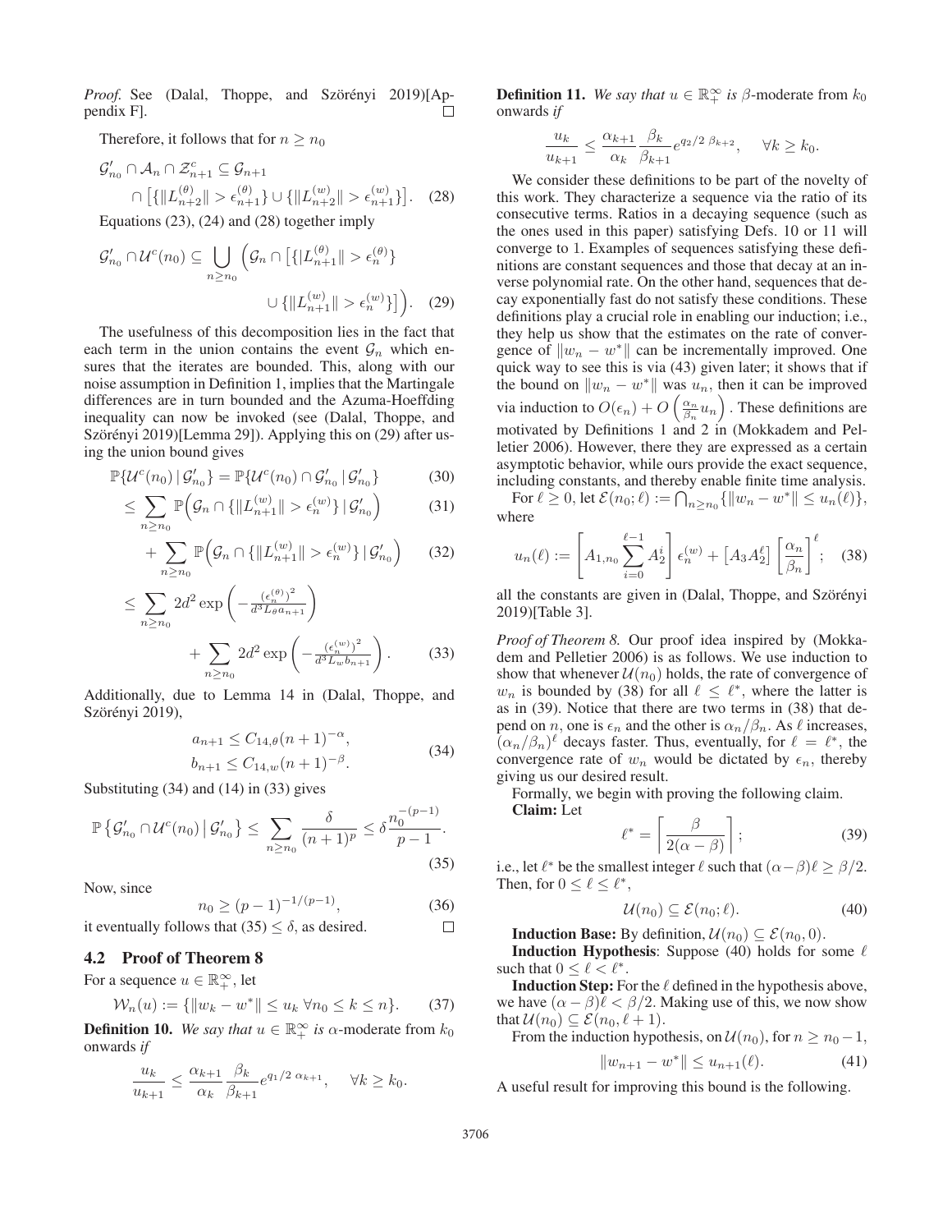*Proof.* See (Dalal, Thoppe, and Szörényi 2019)[Appendix F]. □

Therefore, it follows that for $n \geq n_0$

$$\mathcal{G}'_{n_0} \cap \mathcal{A}_n \cap \mathcal{Z}^c_{n+1} \subseteq \mathcal{G}_{n+1} \cap \left[\{\|L^{(\theta)}_{n+2}\| > \epsilon^{(\theta)}_{n+1}\} \cup \{\|L^{(w)}_{n+2}\| > \epsilon^{(w)}_{n+1}\}\right]. \quad (28)$$

Equations (23), (24) and (28) together imply

$$\mathcal{G}'_{n_0} \cap \mathcal{U}^c(n_0) \subseteq \bigcup_{n \geq n_0} \Big(\mathcal{G}_n \cap \left[\{\|L^{(\theta)}_{n+1}\| > \epsilon^{(\theta)}_n\} \cup \{\|L^{(w)}_{n+1}\| > \epsilon^{(w)}_n\}\right]\Big). \quad (29)$$

The usefulness of this decomposition lies in the fact that each term in the union contains the event $\mathcal{G}_n$ which ensures that the iterates are bounded. This, along with our noise assumption in Definition 1, implies that the Martingale differences are in turn bounded and the Azuma-Hoeffding inequality can now be invoked (see (Dalal, Thoppe, and Szörényi 2019)[Lemma 29]). Applying this on (29) after using the union bound gives

$$\mathbb{P}\{\mathcal{U}^c(n_0) \,|\, \mathcal{G}'_{n_0}\} = \mathbb{P}\{\mathcal{U}^c(n_0) \cap \mathcal{G}'_{n_0} \,|\, \mathcal{G}'_{n_0}\} \quad (30)$$

$$\leq \sum_{n \geq n_0} \mathbb{P}\Big(\mathcal{G}_n \cap \{\|L^{(w)}_{n+1}\| > \epsilon^{(w)}_n\} \,|\, \mathcal{G}'_{n_0}\Big) \quad (31)$$

$$+ \sum_{n \geq n_0} \mathbb{P}\Big(\mathcal{G}_n \cap \{\|L^{(w)}_{n+1}\| > \epsilon^{(w)}_n\} \,|\, \mathcal{G}'_{n_0}\Big) \quad (32)$$

$$\leq \sum_{n \geq n_0} 2d^2 \exp\left(-\frac{(\epsilon^{(\theta)}_n)^2}{d^3 L_\theta a_{n+1}}\right) + \sum_{n \geq n_0} 2d^2 \exp\left(-\frac{(\epsilon^{(w)}_n)^2}{d^3 L_w b_{n+1}}\right). \quad (33)$$

Additionally, due to Lemma 14 in (Dalal, Thoppe, and Szörényi 2019),

$$\begin{aligned} a_{n+1} &\leq C_{14,\theta}(n+1)^{-\alpha}, \\ b_{n+1} &\leq C_{14,w}(n+1)^{-\beta}. \end{aligned} \quad (34)$$

Substituting (34) and (14) in (33) gives

$$\mathbb{P}\left\{\mathcal{G}'_{n_0} \cap \mathcal{U}^c(n_0) \,\middle|\, \mathcal{G}'_{n_0}\right\} \leq \sum_{n \geq n_0} \frac{\delta}{(n+1)^p} \leq \delta \frac{n_0^{-(p-1)}}{p-1}. \quad (35)$$

Now, since

$$n_0 \geq (p-1)^{-1/(p-1)}, \quad (36)$$

it eventually follows that (35) $\leq \delta$, as desired. □

## 4.2 Proof of Theorem 8

For a sequence $u \in \mathbb{R}^\infty_+$, let

$$\mathcal{W}_n(u) := \{\|w_k - w^*\| \leq u_k \;\forall n_0 \leq k \leq n\}. \quad (37)$$

**Definition 10.** *We say that $u \in \mathbb{R}^\infty_+$ is $\alpha$-moderate from $k_0$ onwards if*

$$\frac{u_k}{u_{k+1}} \leq \frac{\alpha_{k+1}}{\alpha_k}\frac{\beta_k}{\beta_{k+1}} e^{q_1/2\ \alpha_{k+1}}, \quad \forall k \geq k_0.$$

**Definition 11.** *We say that $u \in \mathbb{R}^\infty_+$ is $\beta$-moderate from $k_0$ onwards if*

$$\frac{u_k}{u_{k+1}} \leq \frac{\alpha_{k+1}}{\alpha_k}\frac{\beta_k}{\beta_{k+1}} e^{q_2/2\ \beta_{k+2}}, \quad \forall k \geq k_0.$$

We consider these definitions to be part of the novelty of this work. They characterize a sequence via the ratio of its consecutive terms. Ratios in a decaying sequence (such as the ones used in this paper) satisfying Defs. 10 or 11 will converge to 1. Examples of sequences satisfying these definitions are constant sequences and those that decay at an inverse polynomial rate. On the other hand, sequences that decay exponentially fast do not satisfy these conditions. These definitions play a crucial role in enabling our induction; i.e., they help us show that the estimates on the rate of convergence of $\|w_n - w^*\|$ can be incrementally improved. One quick way to see this is via (43) given later; it shows that if the bound on $\|w_n - w^*\|$ was $u_n$, then it can be improved via induction to $O(\epsilon_n) + O\left(\frac{\alpha_n}{\beta_n}u_n\right)$. These definitions are motivated by Definitions 1 and 2 in (Mokkadem and Pelletier 2006). However, there they are expressed as a certain asymptotic behavior, while ours provide the exact sequence, including constants, and thereby enable finite time analysis.

For $\ell \geq 0$, let $\mathcal{E}(n_0; \ell) := \bigcap_{n \geq n_0}\{\|w_n - w^*\| \leq u_n(\ell)\}$, where

$$u_n(\ell) := \left[A_{1,n_0}\sum_{i=0}^{\ell-1} A_2^i\right]\epsilon^{(w)}_n + \left[A_3 A_2^\ell\right]\left[\frac{\alpha_n}{\beta_n}\right]^\ell; \quad (38)$$

all the constants are given in (Dalal, Thoppe, and Szörényi 2019)[Table 3].

*Proof of Theorem 8.* Our proof idea inspired by (Mokkadem and Pelletier 2006) is as follows. We use induction to show that whenever $\mathcal{U}(n_0)$ holds, the rate of convergence of $w_n$ is bounded by (38) for all $\ell \leq \ell^*$, where the latter is as in (39). Notice that there are two terms in (38) that depend on $n$, one is $\epsilon_n$ and the other is $\alpha_n/\beta_n$. As $\ell$ increases, $(\alpha_n/\beta_n)^\ell$ decays faster. Thus, eventually, for $\ell = \ell^*$, the convergence rate of $w_n$ would be dictated by $\epsilon_n$, thereby giving us our desired result.

Formally, we begin with proving the following claim.

**Claim:** Let

$$\ell^* = \left\lceil \frac{\beta}{2(\alpha - \beta)} \right\rceil; \quad (39)$$

i.e., let $\ell^*$ be the smallest integer $\ell$ such that $(\alpha - \beta)\ell \geq \beta/2$. Then, for $0 \leq \ell \leq \ell^*$,

$$\mathcal{U}(n_0) \subseteq \mathcal{E}(n_0; \ell). \quad (40)$$

**Induction Base:** By definition, $\mathcal{U}(n_0) \subseteq \mathcal{E}(n_0, 0)$.

**Induction Hypothesis**: Suppose (40) holds for some $\ell$ such that $0 \leq \ell < \ell^*$.

**Induction Step:** For the $\ell$ defined in the hypothesis above, we have $(\alpha - \beta)\ell < \beta/2$. Making use of this, we now show that $\mathcal{U}(n_0) \subseteq \mathcal{E}(n_0, \ell + 1)$.

From the induction hypothesis, on $\mathcal{U}(n_0)$, for $n \geq n_0 - 1$,

$$\|w_{n+1} - w^*\| \leq u_{n+1}(\ell). \quad (41)$$

A useful result for improving this bound is the following.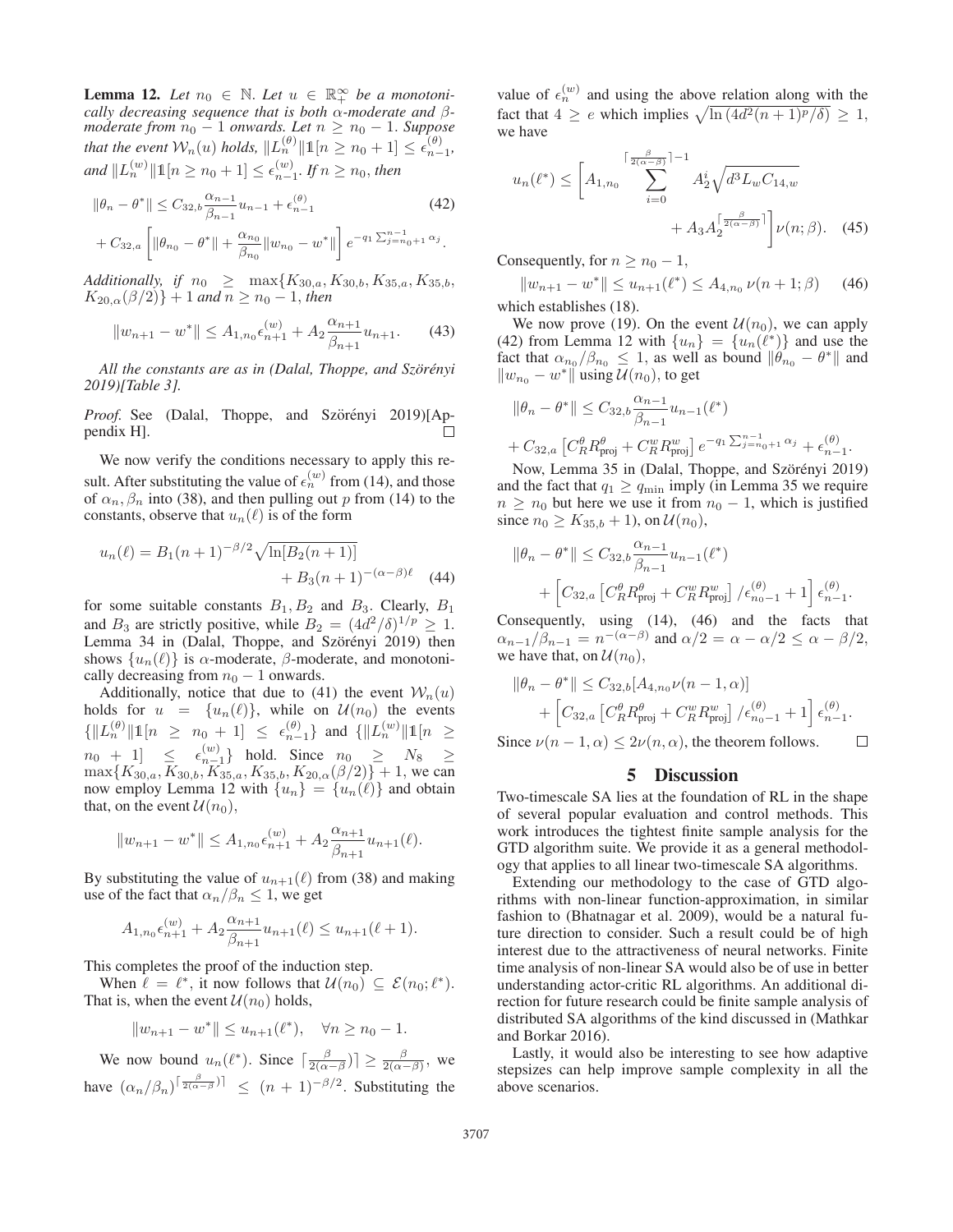**Lemma 12.** *Let $n_0 \in \mathbb{N}$. Let $u \in \mathbb{R}_+^\infty$ be a monotonically decreasing sequence that is both $\alpha$-moderate and $\beta$-moderate from $n_0 - 1$ onwards. Let $n \geq n_0 - 1$. Suppose that the event $\mathcal{W}_n(u)$ holds, $\|L_n^{(\theta)}\|\mathbb{1}[n \geq n_0 + 1] \leq \epsilon_{n-1}^{(\theta)}$, and $\|L_n^{(w)}\|\mathbb{1}[n \geq n_0 + 1] \leq \epsilon_{n-1}^{(w)}$. If $n \geq n_0$, then*

$$\|\theta_n - \theta^*\| \leq C_{32,b}\frac{\alpha_{n-1}}{\beta_{n-1}}u_{n-1} + \epsilon_{n-1}^{(\theta)} \tag{42}$$
$$+ C_{32,a}\left[\|\theta_{n_0} - \theta^*\| + \frac{\alpha_{n_0}}{\beta_{n_0}}\|w_{n_0} - w^*\|\right]e^{-q_1\sum_{j=n_0+1}^{n-1}\alpha_j}.$$

*Additionally, if $n_0 \geq \max\{K_{30,a}, K_{30,b}, K_{35,a}, K_{35,b}, K_{20,\alpha}(\beta/2)\} + 1$ and $n \geq n_0 - 1$, then*

$$\|w_{n+1} - w^*\| \leq A_{1,n_0}\epsilon_{n+1}^{(w)} + A_2\frac{\alpha_{n+1}}{\beta_{n+1}}u_{n+1}. \tag{43}$$

*All the constants are as in (Dalal, Thoppe, and Szörényi 2019)[Table 3].*

*Proof.* See (Dalal, Thoppe, and Szörényi 2019)[Appendix H]. □

We now verify the conditions necessary to apply this result. After substituting the value of $\epsilon_n^{(w)}$ from (14), and those of $\alpha_n, \beta_n$ into (38), and then pulling out $p$ from (14) to the constants, observe that $u_n(\ell)$ is of the form

$$u_n(\ell) = B_1(n+1)^{-\beta/2}\sqrt{\ln[B_2(n+1)]} + B_3(n+1)^{-(\alpha-\beta)\ell} \tag{44}$$

for some suitable constants $B_1, B_2$ and $B_3$. Clearly, $B_1$ and $B_3$ are strictly positive, while $B_2 = (4d^2/\delta)^{1/p} \geq 1$. Lemma 34 in (Dalal, Thoppe, and Szörényi 2019) then shows $\{u_n(\ell)\}$ is $\alpha$-moderate, $\beta$-moderate, and monotonically decreasing from $n_0 - 1$ onwards.

Additionally, notice that due to (41) the event $\mathcal{W}_n(u)$ holds for $u = \{u_n(\ell)\}$, while on $\mathcal{U}(n_0)$ the events $\{\|L_n^{(\theta)}\|\mathbb{1}[n \geq n_0 + 1] \leq \epsilon_{n-1}^{(\theta)}\}$ and $\{\|L_n^{(w)}\|\mathbb{1}[n \geq n_0 + 1] \leq \epsilon_{n-1}^{(w)}\}$ hold. Since $n_0 \geq N_8 \geq \max\{K_{30,a}, K_{30,b}, K_{35,a}, K_{35,b}, K_{20,\alpha}(\beta/2)\} + 1$, we can now employ Lemma 12 with $\{u_n\} = \{u_n(\ell)\}$ and obtain that, on the event $\mathcal{U}(n_0)$,

$$\|w_{n+1} - w^*\| \leq A_{1,n_0}\epsilon_{n+1}^{(w)} + A_2\frac{\alpha_{n+1}}{\beta_{n+1}}u_{n+1}(\ell).$$

By substituting the value of $u_{n+1}(\ell)$ from (38) and making use of the fact that $\alpha_n/\beta_n \leq 1$, we get

$$A_{1,n_0}\epsilon_{n+1}^{(w)} + A_2\frac{\alpha_{n+1}}{\beta_{n+1}}u_{n+1}(\ell) \leq u_{n+1}(\ell + 1).$$

This completes the proof of the induction step.

When $\ell = \ell^*$, it now follows that $\mathcal{U}(n_0) \subseteq \mathcal{E}(n_0; \ell^*)$. That is, when the event $\mathcal{U}(n_0)$ holds,

$$\|w_{n+1} - w^*\| \leq u_{n+1}(\ell^*), \quad \forall n \geq n_0 - 1.$$

We now bound $u_n(\ell^*)$. Since $\lceil\frac{\beta}{2(\alpha-\beta)}\rceil \geq \frac{\beta}{2(\alpha-\beta)}$, we have $(\alpha_n/\beta_n)^{\lceil\frac{\beta}{2(\alpha-\beta)}\rceil} \leq (n+1)^{-\beta/2}$. Substituting the value of $\epsilon_n^{(w)}$ and using the above relation along with the fact that $4 \geq e$ which implies $\sqrt{\ln(4d^2(n+1)^p/\delta)} \geq 1$, we have

$$u_n(\ell^*) \leq \left[A_{1,n_0}\sum_{i=0}^{\lceil\frac{\beta}{2(\alpha-\beta)}\rceil - 1}A_2^i\sqrt{d^3L_wC_{14,w}} + A_3A_2^{\lceil\frac{\beta}{2(\alpha-\beta)}\rceil}\right]\nu(n;\beta). \tag{45}$$

Consequently, for $n \geq n_0 - 1$,

$$\|w_{n+1} - w^*\| \leq u_{n+1}(\ell^*) \leq A_{4,n_0}\,\nu(n+1;\beta) \tag{46}$$

which establishes (18).

We now prove (19). On the event $\mathcal{U}(n_0)$, we can apply (42) from Lemma 12 with $\{u_n\} = \{u_n(\ell^*)\}$ and use the fact that $\alpha_{n_0}/\beta_{n_0} \leq 1$, as well as bound $\|\theta_{n_0} - \theta^*\|$ and $\|w_{n_0} - w^*\|$ using $\mathcal{U}(n_0)$, to get

$$\|\theta_n - \theta^*\| \leq C_{32,b}\frac{\alpha_{n-1}}{\beta_{n-1}}u_{n-1}(\ell^*)$$
$$+ C_{32,a}\left[C_R^\theta R_{\text{proj}}^\theta + C_R^w R_{\text{proj}}^w\right]e^{-q_1\sum_{j=n_0+1}^{n-1}\alpha_j} + \epsilon_{n-1}^{(\theta)}.$$

Now, Lemma 35 in (Dalal, Thoppe, and Szörényi 2019) and the fact that $q_1 \geq q_{\min}$ imply (in Lemma 35 we require $n \geq n_0$ but here we use it from $n_0 - 1$, which is justified since $n_0 \geq K_{35,b} + 1$), on $\mathcal{U}(n_0)$,

$$\|\theta_n - \theta^*\| \leq C_{32,b}\frac{\alpha_{n-1}}{\beta_{n-1}}u_{n-1}(\ell^*)$$
$$+ \left[C_{32,a}\left[C_R^\theta R_{\text{proj}}^\theta + C_R^w R_{\text{proj}}^w\right]/\epsilon_{n_0-1}^{(\theta)} + 1\right]\epsilon_{n-1}^{(\theta)}.$$

Consequently, using (14), (46) and the facts that $\alpha_{n-1}/\beta_{n-1} = n^{-(\alpha-\beta)}$ and $\alpha/2 = \alpha - \alpha/2 \leq \alpha - \beta/2$, we have that, on $\mathcal{U}(n_0)$,

$$\|\theta_n - \theta^*\| \leq C_{32,b}[A_{4,n_0}\nu(n-1,\alpha)]$$
$$+ \left[C_{32,a}\left[C_R^\theta R_{\text{proj}}^\theta + C_R^w R_{\text{proj}}^w\right]/\epsilon_{n_0-1}^{(\theta)} + 1\right]\epsilon_{n-1}^{(\theta)}.$$

Since $\nu(n-1,\alpha) \leq 2\nu(n,\alpha)$, the theorem follows. □

## 5 Discussion

Two-timescale SA lies at the foundation of RL in the shape of several popular evaluation and control methods. This work introduces the tightest finite sample analysis for the GTD algorithm suite. We provide it as a general methodology that applies to all linear two-timescale SA algorithms.

Extending our methodology to the case of GTD algorithms with non-linear function-approximation, in similar fashion to (Bhatnagar et al. 2009), would be a natural future direction to consider. Such a result could be of high interest due to the attractiveness of neural networks. Finite time analysis of non-linear SA would also be of use in better understanding actor-critic RL algorithms. An additional direction for future research could be finite sample analysis of distributed SA algorithms of the kind discussed in (Mathkar and Borkar 2016).

Lastly, it would also be interesting to see how adaptive stepsizes can help improve sample complexity in all the above scenarios.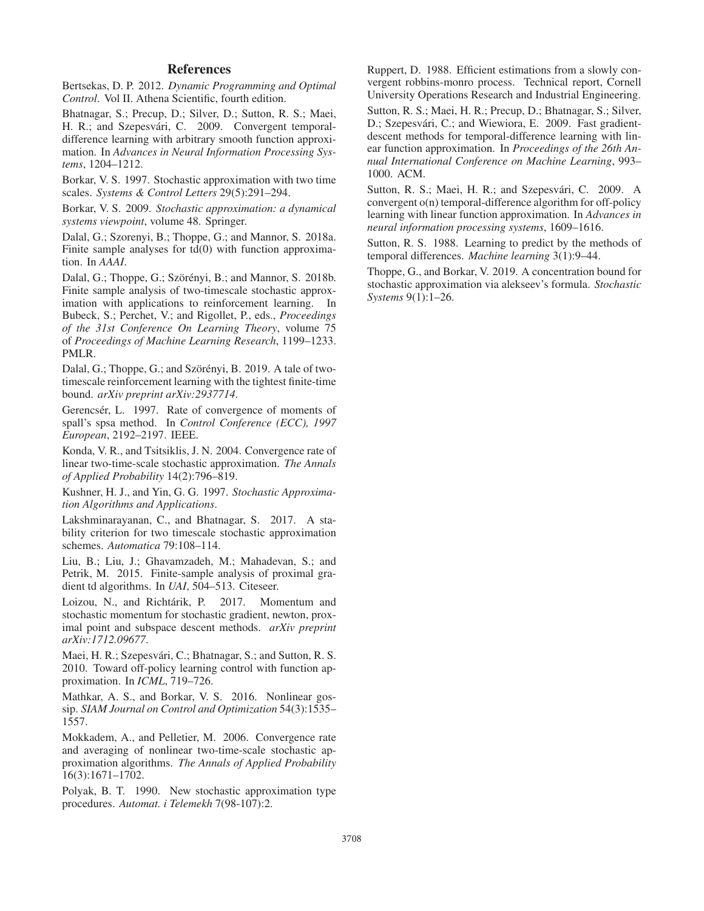## References

Bertsekas, D. P. 2012. *Dynamic Programming and Optimal Control*. Vol II. Athena Scientific, fourth edition.

Bhatnagar, S.; Precup, D.; Silver, D.; Sutton, R. S.; Maei, H. R.; and Szepesvári, C. 2009. Convergent temporal-difference learning with arbitrary smooth function approximation. In *Advances in Neural Information Processing Systems*, 1204–1212.

Borkar, V. S. 1997. Stochastic approximation with two time scales. *Systems & Control Letters* 29(5):291–294.

Borkar, V. S. 2009. *Stochastic approximation: a dynamical systems viewpoint*, volume 48. Springer.

Dalal, G.; Szorenyi, B.; Thoppe, G.; and Mannor, S. 2018a. Finite sample analyses for td(0) with function approximation. In *AAAI*.

Dalal, G.; Thoppe, G.; Szörényi, B.; and Mannor, S. 2018b. Finite sample analysis of two-timescale stochastic approximation with applications to reinforcement learning. In Bubeck, S.; Perchet, V.; and Rigollet, P., eds., *Proceedings of the 31st Conference On Learning Theory*, volume 75 of *Proceedings of Machine Learning Research*, 1199–1233. PMLR.

Dalal, G.; Thoppe, G.; and Szörényi, B. 2019. A tale of two-timescale reinforcement learning with the tightest finite-time bound. *arXiv preprint arXiv:2937714*.

Gerencsér, L. 1997. Rate of convergence of moments of spall's spsa method. In *Control Conference (ECC), 1997 European*, 2192–2197. IEEE.

Konda, V. R., and Tsitsiklis, J. N. 2004. Convergence rate of linear two-time-scale stochastic approximation. *The Annals of Applied Probability* 14(2):796–819.

Kushner, H. J., and Yin, G. G. 1997. *Stochastic Approximation Algorithms and Applications*.

Lakshminarayanan, C., and Bhatnagar, S. 2017. A stability criterion for two timescale stochastic approximation schemes. *Automatica* 79:108–114.

Liu, B.; Liu, J.; Ghavamzadeh, M.; Mahadevan, S.; and Petrik, M. 2015. Finite-sample analysis of proximal gradient td algorithms. In *UAI*, 504–513. Citeseer.

Loizou, N., and Richtárik, P. 2017. Momentum and stochastic momentum for stochastic gradient, newton, proximal point and subspace descent methods. *arXiv preprint arXiv:1712.09677*.

Maei, H. R.; Szepesvári, C.; Bhatnagar, S.; and Sutton, R. S. 2010. Toward off-policy learning control with function approximation. In *ICML*, 719–726.

Mathkar, A. S., and Borkar, V. S. 2016. Nonlinear gossip. *SIAM Journal on Control and Optimization* 54(3):1535–1557.

Mokkadem, A., and Pelletier, M. 2006. Convergence rate and averaging of nonlinear two-time-scale stochastic approximation algorithms. *The Annals of Applied Probability* 16(3):1671–1702.

Polyak, B. T. 1990. New stochastic approximation type procedures. *Automat. i Telemekh* 7(98-107):2.

Ruppert, D. 1988. Efficient estimations from a slowly convergent robbins-monro process. Technical report, Cornell University Operations Research and Industrial Engineering.

Sutton, R. S.; Maei, H. R.; Precup, D.; Bhatnagar, S.; Silver, D.; Szepesvári, C.; and Wiewiora, E. 2009. Fast gradient-descent methods for temporal-difference learning with linear function approximation. In *Proceedings of the 26th Annual International Conference on Machine Learning*, 993–1000. ACM.

Sutton, R. S.; Maei, H. R.; and Szepesvári, C. 2009. A convergent o(n) temporal-difference algorithm for off-policy learning with linear function approximation. In *Advances in neural information processing systems*, 1609–1616.

Sutton, R. S. 1988. Learning to predict by the methods of temporal differences. *Machine learning* 3(1):9–44.

Thoppe, G., and Borkar, V. 2019. A concentration bound for stochastic approximation via alekseev's formula. *Stochastic Systems* 9(1):1–26.